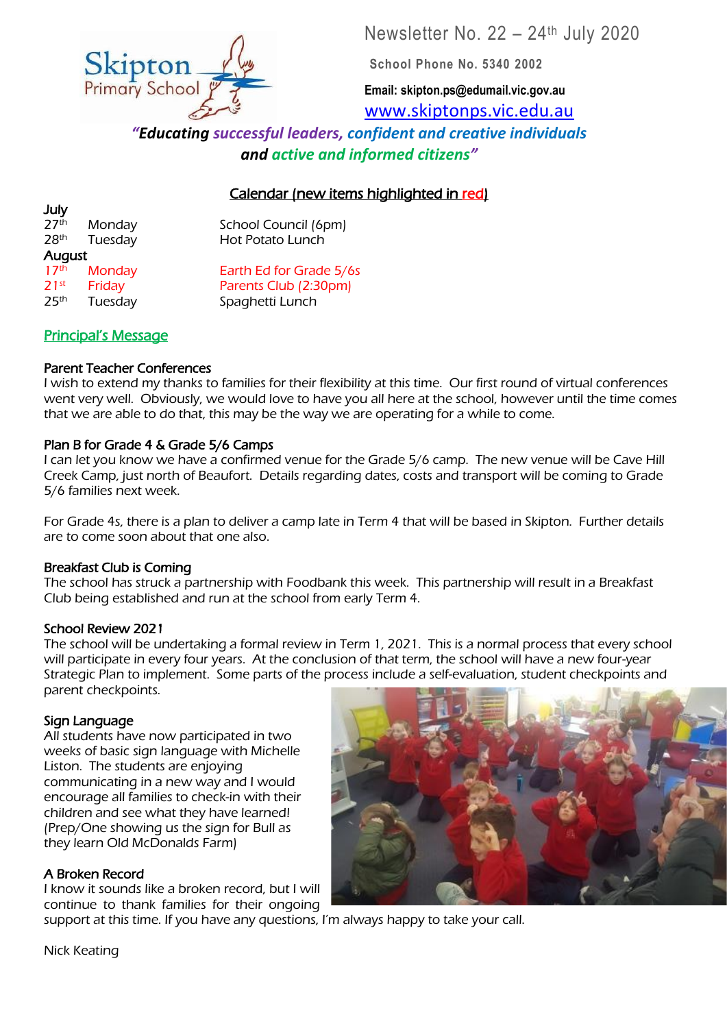Skipton Primary School

# Newsletter No. 22 – 24th July 2020

**School Phone No. 5340 2002**

**Email: skipton.ps@edumail.vic.gov.au**

www.skiptonps.vic.edu.au

***"Educating successful leaders, confident and creative individuals and active and informed citizens"***

## Calendar (new items highlighted in red)

**July**

| | | |
|---|---|---|
| 27th | Monday | School Council (6pm) |
| 28th | Tuesday | Hot Potato Lunch |

**August**

| | | |
|---|---|---|
| 17th | Monday | Earth Ed for Grade 5/6s |
| 21st | Friday | Parents Club (2:30pm) |
| 25th | Tuesday | Spaghetti Lunch |

## Principal's Message

### Parent Teacher Conferences

I wish to extend my thanks to families for their flexibility at this time. Our first round of virtual conferences went very well. Obviously, we would love to have you all here at the school, however until the time comes that we are able to do that, this may be the way we are operating for a while to come.

### Plan B for Grade 4 & Grade 5/6 Camps

I can let you know we have a confirmed venue for the Grade 5/6 camp. The new venue will be Cave Hill Creek Camp, just north of Beaufort. Details regarding dates, costs and transport will be coming to Grade 5/6 families next week.

For Grade 4s, there is a plan to deliver a camp late in Term 4 that will be based in Skipton. Further details are to come soon about that one also.

### Breakfast Club is Coming

The school has struck a partnership with Foodbank this week. This partnership will result in a Breakfast Club being established and run at the school from early Term 4.

### School Review 2021

The school will be undertaking a formal review in Term 1, 2021. This is a normal process that every school will participate in every four years. At the conclusion of that term, the school will have a new four-year Strategic Plan to implement. Some parts of the process include a self-evaluation, student checkpoints and parent checkpoints.

### Sign Language

All students have now participated in two weeks of basic sign language with Michelle Liston. The students are enjoying communicating in a new way and I would encourage all families to check-in with their children and see what they have learned! (Prep/One showing us the sign for Bull as they learn Old McDonalds Farm)

### A Broken Record

I know it sounds like a broken record, but I will continue to thank families for their ongoing support at this time. If you have any questions, I'm always happy to take your call.

Nick Keating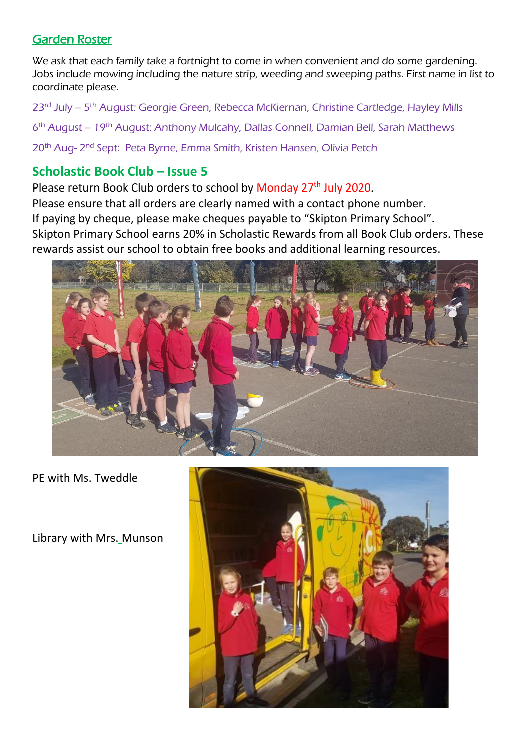## Garden Roster

*We ask that each family take a fortnight to come in when convenient and do some gardening. Jobs include mowing including the nature strip, weeding and sweeping paths. First name in list to coordinate please.*

23rd July – 5th August: Georgie Green, Rebecca McKiernan, Christine Cartledge, Hayley Mills

6th August – 19th August: Anthony Mulcahy, Dallas Connell, Damian Bell, Sarah Matthews

20th Aug- 2nd Sept: Peta Byrne, Emma Smith, Kristen Hansen, Olivia Petch

## Scholastic Book Club – Issue 5

Please return Book Club orders to school by Monday 27th July 2020.

Please ensure that all orders are clearly named with a contact phone number.

If paying by cheque, please make cheques payable to "Skipton Primary School".

Skipton Primary School earns 20% in Scholastic Rewards from all Book Club orders. These rewards assist our school to obtain free books and additional learning resources.

PE with Ms. Tweddle

Library with Mrs. Munson